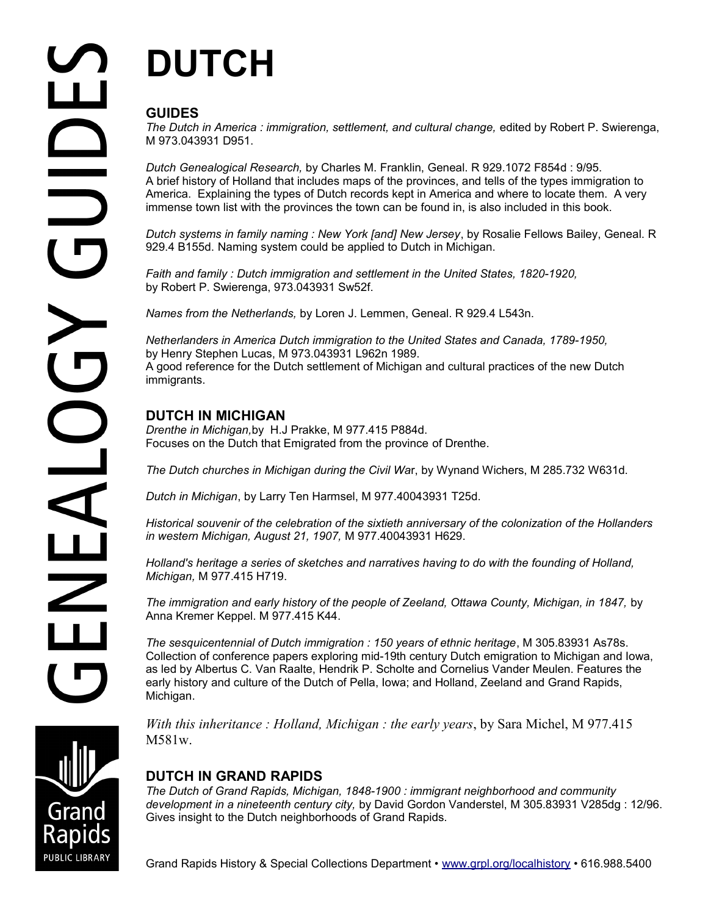# DUTCH

## GUIDES

*The Dutch in America : immigration, settlement, and cultural change,* edited by Robert P. Swierenga, M 973.043931 D951.

*Dutch Genealogical Research,* by Charles M. Franklin, Geneal. R 929.1072 F854d : 9/95.
A brief history of Holland that includes maps of the provinces, and tells of the types immigration to America. Explaining the types of Dutch records kept in America and where to locate them. A very immense town list with the provinces the town can be found in, is also included in this book.

*Dutch systems in family naming : New York [and] New Jersey*, by Rosalie Fellows Bailey, Geneal. R 929.4 B155d. Naming system could be applied to Dutch in Michigan.

*Faith and family : Dutch immigration and settlement in the United States, 1820-1920,* by Robert P. Swierenga, 973.043931 Sw52f.

*Names from the Netherlands,* by Loren J. Lemmen, Geneal. R 929.4 L543n.

*Netherlanders in America Dutch immigration to the United States and Canada, 1789-1950,* by Henry Stephen Lucas, M 973.043931 L962n 1989.
A good reference for the Dutch settlement of Michigan and cultural practices of the new Dutch immigrants.

## DUTCH IN MICHIGAN

*Drenthe in Michigan,* by H.J Prakke, M 977.415 P884d.
Focuses on the Dutch that Emigrated from the province of Drenthe.

*The Dutch churches in Michigan during the Civil War*, by Wynand Wichers, M 285.732 W631d.

*Dutch in Michigan*, by Larry Ten Harmsel, M 977.40043931 T25d.

*Historical souvenir of the celebration of the sixtieth anniversary of the colonization of the Hollanders in western Michigan, August 21, 1907,* M 977.40043931 H629.

*Holland's heritage a series of sketches and narratives having to do with the founding of Holland, Michigan,* M 977.415 H719.

*The immigration and early history of the people of Zeeland, Ottawa County, Michigan, in 1847,* by Anna Kremer Keppel. M 977.415 K44.

*The sesquicentennial of Dutch immigration : 150 years of ethnic heritage*, M 305.83931 As78s.
Collection of conference papers exploring mid-19th century Dutch emigration to Michigan and Iowa, as led by Albertus C. Van Raalte, Hendrik P. Scholte and Cornelius Vander Meulen. Features the early history and culture of the Dutch of Pella, Iowa; and Holland, Zeeland and Grand Rapids, Michigan.

*With this inheritance : Holland, Michigan : the early years*, by Sara Michel, M 977.415 M581w.

## DUTCH IN GRAND RAPIDS

*The Dutch of Grand Rapids, Michigan, 1848-1900 : immigrant neighborhood and community development in a nineteenth century city,* by David Gordon Vanderstel, M 305.83931 V285dg : 12/96.
Gives insight to the Dutch neighborhoods of Grand Rapids.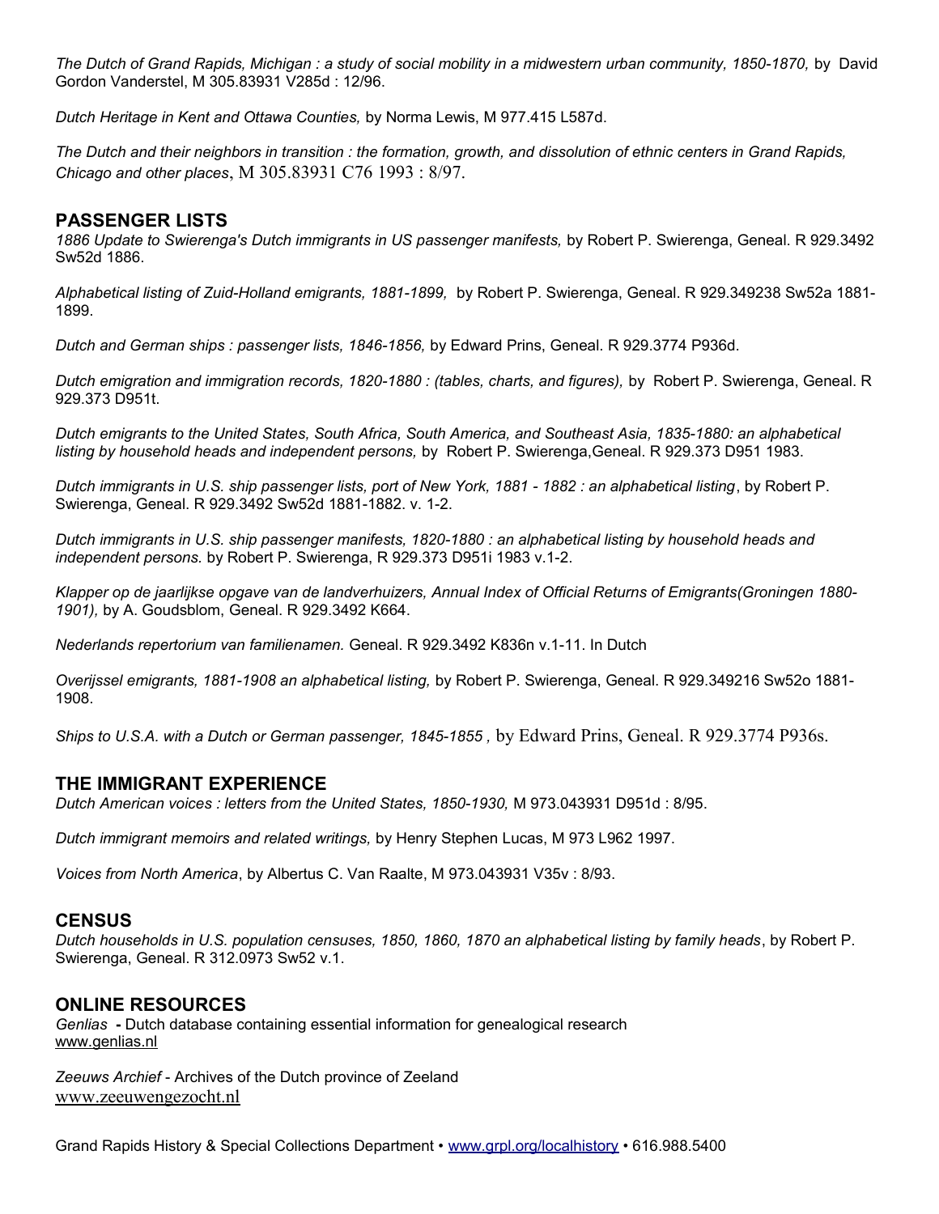*The Dutch of Grand Rapids, Michigan : a study of social mobility in a midwestern urban community, 1850-1870,* by David Gordon Vanderstel, M 305.83931 V285d : 12/96.

*Dutch Heritage in Kent and Ottawa Counties,* by Norma Lewis, M 977.415 L587d.

*The Dutch and their neighbors in transition : the formation, growth, and dissolution of ethnic centers in Grand Rapids, Chicago and other places*, M 305.83931 C76 1993 : 8/97.

## PASSENGER LISTS

*1886 Update to Swierenga's Dutch immigrants in US passenger manifests,* by Robert P. Swierenga, Geneal. R 929.3492 Sw52d 1886.

*Alphabetical listing of Zuid-Holland emigrants, 1881-1899,* by Robert P. Swierenga, Geneal. R 929.349238 Sw52a 1881-1899.

*Dutch and German ships : passenger lists, 1846-1856,* by Edward Prins, Geneal. R 929.3774 P936d.

*Dutch emigration and immigration records, 1820-1880 : (tables, charts, and figures),* by Robert P. Swierenga, Geneal. R 929.373 D951t.

*Dutch emigrants to the United States, South Africa, South America, and Southeast Asia, 1835-1880: an alphabetical listing by household heads and independent persons,* by Robert P. Swierenga,Geneal. R 929.373 D951 1983.

*Dutch immigrants in U.S. ship passenger lists, port of New York, 1881 - 1882 : an alphabetical listing*, by Robert P. Swierenga, Geneal. R 929.3492 Sw52d 1881-1882. v. 1-2.

*Dutch immigrants in U.S. ship passenger manifests, 1820-1880 : an alphabetical listing by household heads and independent persons.* by Robert P. Swierenga, R 929.373 D951i 1983 v.1-2.

*Klapper op de jaarlijkse opgave van de landverhuizers, Annual Index of Official Returns of Emigrants(Groningen 1880-1901),* by A. Goudsblom, Geneal. R 929.3492 K664.

*Nederlands repertorium van familienamen.* Geneal. R 929.3492 K836n v.1-11. In Dutch

*Overijssel emigrants, 1881-1908 an alphabetical listing,* by Robert P. Swierenga, Geneal. R 929.349216 Sw52o 1881-1908.

*Ships to U.S.A. with a Dutch or German passenger, 1845-1855 ,* by Edward Prins, Geneal. R 929.3774 P936s.

## THE IMMIGRANT EXPERIENCE

*Dutch American voices : letters from the United States, 1850-1930,* M 973.043931 D951d : 8/95.

*Dutch immigrant memoirs and related writings,* by Henry Stephen Lucas, M 973 L962 1997.

*Voices from North America*, by Albertus C. Van Raalte, M 973.043931 V35v : 8/93.

## CENSUS

*Dutch households in U.S. population censuses, 1850, 1860, 1870 an alphabetical listing by family heads*, by Robert P. Swierenga, Geneal. R 312.0973 Sw52 v.1.

## ONLINE RESOURCES

*Genlias* **-** Dutch database containing essential information for genealogical research
www.genlias.nl

*Zeeuws Archief* - Archives of the Dutch province of Zeeland
www.zeeuwengezocht.nl

Grand Rapids History & Special Collections Department • www.grpl.org/localhistory • 616.988.5400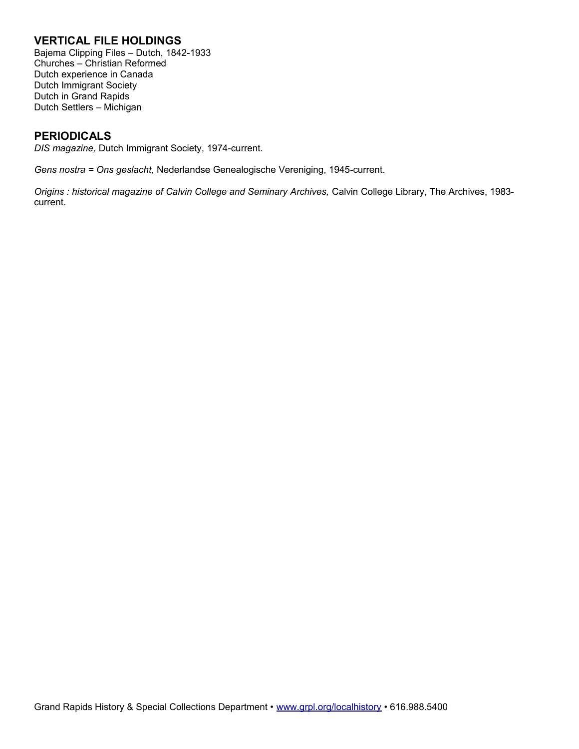## VERTICAL FILE HOLDINGS

Bajema Clipping Files – Dutch, 1842-1933
Churches – Christian Reformed
Dutch experience in Canada
Dutch Immigrant Society
Dutch in Grand Rapids
Dutch Settlers – Michigan

## PERIODICALS

*DIS magazine,* Dutch Immigrant Society, 1974-current.

*Gens nostra = Ons geslacht,* Nederlandse Genealogische Vereniging, 1945-current.

*Origins : historical magazine of Calvin College and Seminary Archives,* Calvin College Library, The Archives, 1983-current.